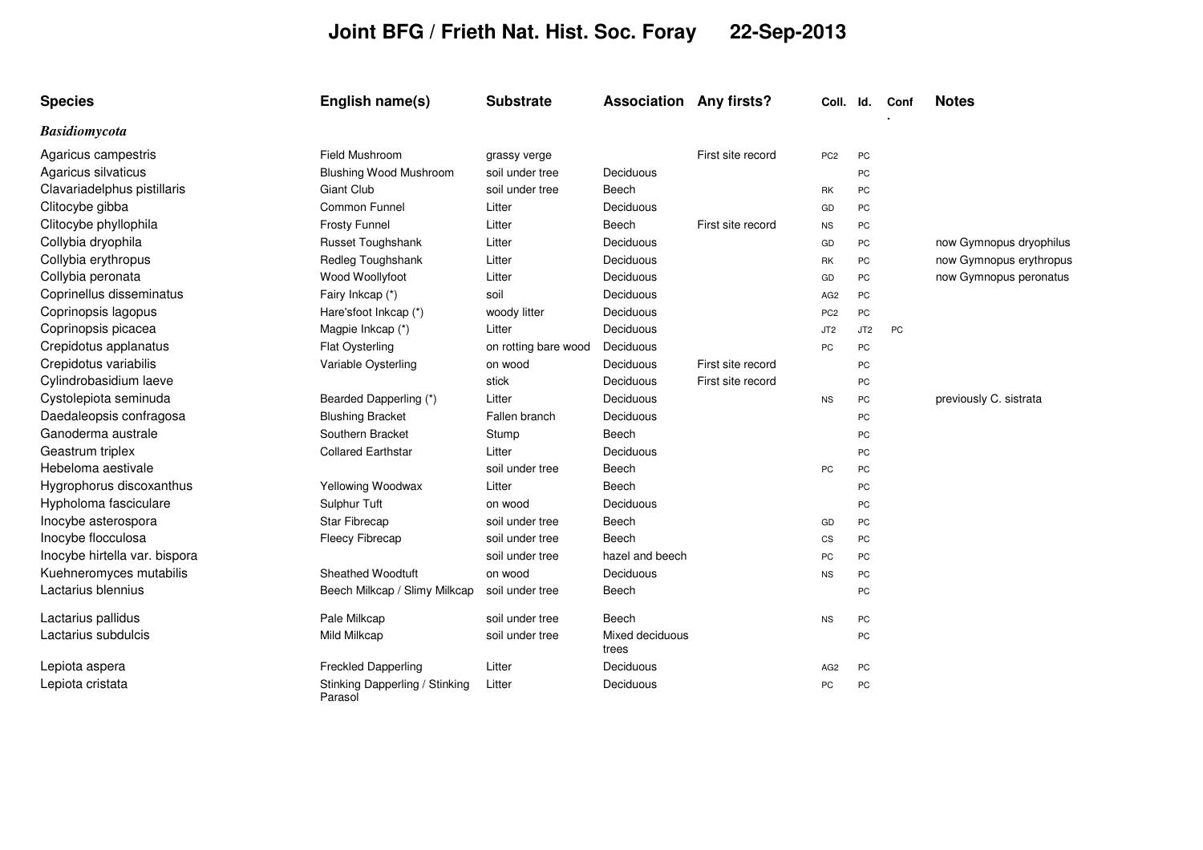# Joint BFG / Frieth Nat. Hist. Soc. Foray 22-Sep-2013

| Species | English name(s) | Substrate | Association | Any firsts? | Coll. | Id. | Conf. | Notes |
|---|---|---|---|---|---|---|---|---|
| ***Basidiomycota*** | | | | | | | | |
| Agaricus campestris | Field Mushroom | grassy verge | | First site record | PC2 | PC | | |
| Agaricus silvaticus | Blushing Wood Mushroom | soil under tree | Deciduous | | | PC | | |
| Clavariadelphus pistillaris | Giant Club | soil under tree | Beech | | RK | PC | | |
| Clitocybe gibba | Common Funnel | Litter | Deciduous | | GD | PC | | |
| Clitocybe phyllophila | Frosty Funnel | Litter | Beech | First site record | NS | PC | | |
| Collybia dryophila | Russet Toughshank | Litter | Deciduous | | GD | PC | | now Gymnopus dryophilus |
| Collybia erythropus | Redleg Toughshank | Litter | Deciduous | | RK | PC | | now Gymnopus erythropus |
| Collybia peronata | Wood Woollyfoot | Litter | Deciduous | | GD | PC | | now Gymnopus peronatus |
| Coprinellus disseminatus | Fairy Inkcap (*) | soil | Deciduous | | AG2 | PC | | |
| Coprinopsis lagopus | Hare'sfoot Inkcap (*) | woody litter | Deciduous | | PC2 | PC | | |
| Coprinopsis picacea | Magpie Inkcap (*) | Litter | Deciduous | | JT2 | JT2 | PC | |
| Crepidotus applanatus | Flat Oysterling | on rotting bare wood | Deciduous | | PC | PC | | |
| Crepidotus variabilis | Variable Oysterling | on wood | Deciduous | First site record | | PC | | |
| Cylindrobasidium laeve | | stick | Deciduous | First site record | | PC | | |
| Cystolepiota seminuda | Bearded Dapperling (*) | Litter | Deciduous | | NS | PC | | previously C. sistrata |
| Daedaleopsis confragosa | Blushing Bracket | Fallen branch | Deciduous | | | PC | | |
| Ganoderma australe | Southern Bracket | Stump | Beech | | | PC | | |
| Geastrum triplex | Collared Earthstar | Litter | Deciduous | | | PC | | |
| Hebeloma aestivale | | soil under tree | Beech | | PC | PC | | |
| Hygrophorus discoxanthus | Yellowing Woodwax | Litter | Beech | | | PC | | |
| Hypholoma fasciculare | Sulphur Tuft | on wood | Deciduous | | | PC | | |
| Inocybe asterospora | Star Fibrecap | soil under tree | Beech | | GD | PC | | |
| Inocybe flocculosa | Fleecy Fibrecap | soil under tree | Beech | | CS | PC | | |
| Inocybe hirtella var. bispora | | soil under tree | hazel and beech | | PC | PC | | |
| Kuehneromyces mutabilis | Sheathed Woodtuft | on wood | Deciduous | | NS | PC | | |
| Lactarius blennius | Beech Milkcap / Slimy Milkcap | soil under tree | Beech | | | PC | | |
| Lactarius pallidus | Pale Milkcap | soil under tree | Beech | | NS | PC | | |
| Lactarius subdulcis | Mild Milkcap | soil under tree | Mixed deciduous trees | | | PC | | |
| Lepiota aspera | Freckled Dapperling | Litter | Deciduous | | AG2 | PC | | |
| Lepiota cristata | Stinking Dapperling / Stinking Parasol | Litter | Deciduous | | PC | PC | | |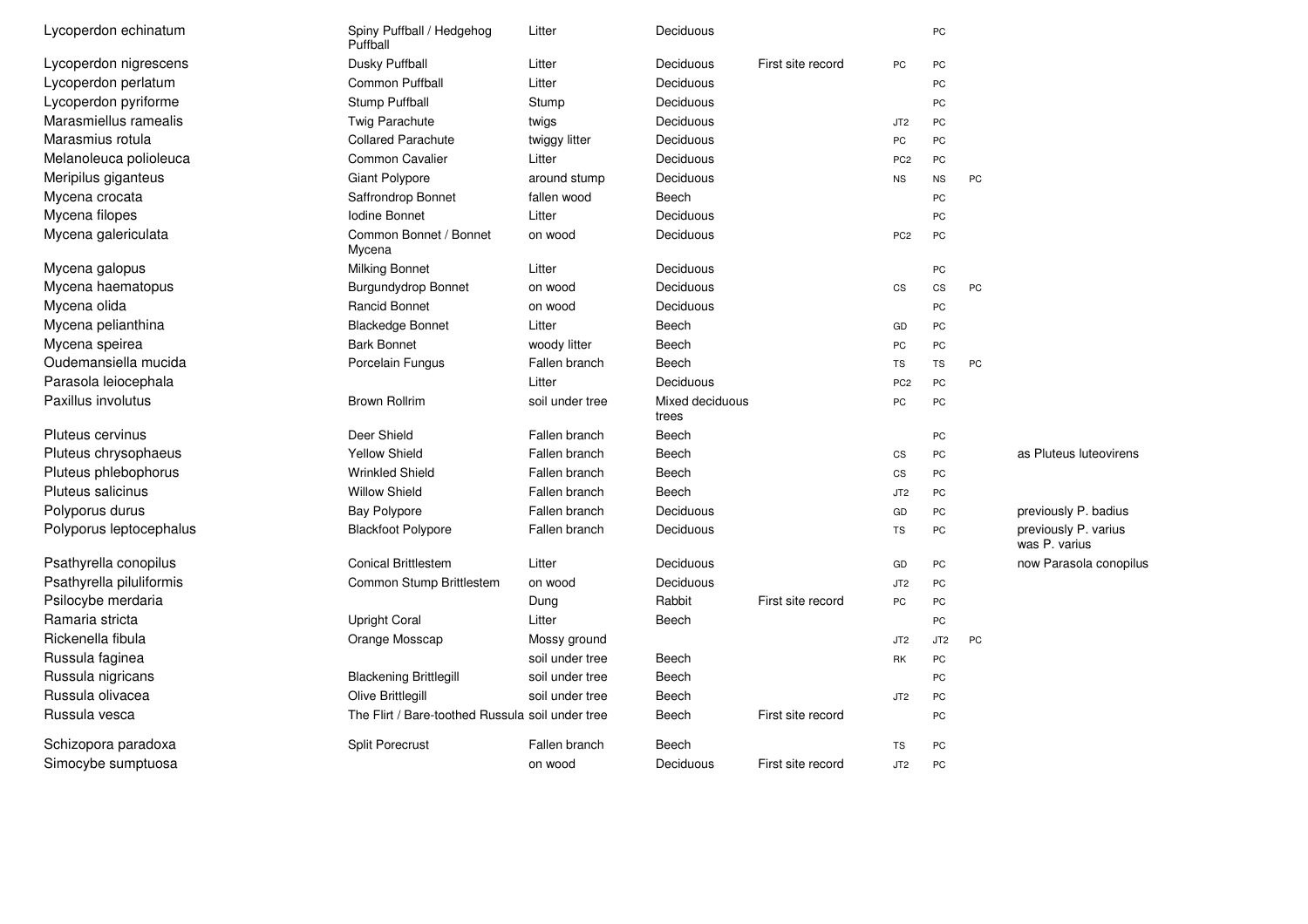| | | | | | | | | |
|---|---|---|---|---|---|---|---|---|
| Lycoperdon echinatum | Spiny Puffball / Hedgehog Puffball | Litter | Deciduous | | | PC | | |
| Lycoperdon nigrescens | Dusky Puffball | Litter | Deciduous | First site record | PC | PC | | |
| Lycoperdon perlatum | Common Puffball | Litter | Deciduous | | | PC | | |
| Lycoperdon pyriforme | Stump Puffball | Stump | Deciduous | | | PC | | |
| Marasmiellus ramealis | Twig Parachute | twigs | Deciduous | | JT2 | PC | | |
| Marasmius rotula | Collared Parachute | twiggy litter | Deciduous | | PC | PC | | |
| Melanoleuca polioleuca | Common Cavalier | Litter | Deciduous | | PC2 | PC | | |
| Meripilus giganteus | Giant Polypore | around stump | Deciduous | | NS | NS | PC | |
| Mycena crocata | Saffrondrop Bonnet | fallen wood | Beech | | | PC | | |
| Mycena filopes | Iodine Bonnet | Litter | Deciduous | | | PC | | |
| Mycena galericulata | Common Bonnet / Bonnet Mycena | on wood | Deciduous | | PC2 | PC | | |
| Mycena galopus | Milking Bonnet | Litter | Deciduous | | | PC | | |
| Mycena haematopus | Burgundydrop Bonnet | on wood | Deciduous | | CS | CS | PC | |
| Mycena olida | Rancid Bonnet | on wood | Deciduous | | | PC | | |
| Mycena pelianthina | Blackedge Bonnet | Litter | Beech | | GD | PC | | |
| Mycena speirea | Bark Bonnet | woody litter | Beech | | PC | PC | | |
| Oudemansiella mucida | Porcelain Fungus | Fallen branch | Beech | | TS | TS | PC | |
| Parasola leiocephala | | Litter | Deciduous | | PC2 | PC | | |
| Paxillus involutus | Brown Rollrim | soil under tree | Mixed deciduous trees | | PC | PC | | |
| Pluteus cervinus | Deer Shield | Fallen branch | Beech | | | PC | | |
| Pluteus chrysophaeus | Yellow Shield | Fallen branch | Beech | | CS | PC | | as Pluteus luteovirens |
| Pluteus phlebophorus | Wrinkled Shield | Fallen branch | Beech | | CS | PC | | |
| Pluteus salicinus | Willow Shield | Fallen branch | Beech | | JT2 | PC | | |
| Polyporus durus | Bay Polypore | Fallen branch | Deciduous | | GD | PC | | previously P. badius |
| Polyporus leptocephalus | Blackfoot Polypore | Fallen branch | Deciduous | | TS | PC | | previously P. varius was P. varius |
| Psathyrella conopilus | Conical Brittlestem | Litter | Deciduous | | GD | PC | | now Parasola conopilus |
| Psathyrella piluliformis | Common Stump Brittlestem | on wood | Deciduous | | JT2 | PC | | |
| Psilocybe merdaria | | Dung | Rabbit | First site record | PC | PC | | |
| Ramaria stricta | Upright Coral | Litter | Beech | | | PC | | |
| Rickenella fibula | Orange Mosscap | Mossy ground | | | JT2 | JT2 | PC | |
| Russula faginea | | soil under tree | Beech | | RK | PC | | |
| Russula nigricans | Blackening Brittlegill | soil under tree | Beech | | | PC | | |
| Russula olivacea | Olive Brittlegill | soil under tree | Beech | | JT2 | PC | | |
| Russula vesca | The Flirt / Bare-toothed Russula | soil under tree | Beech | First site record | | PC | | |
| Schizopora paradoxa | Split Porecrust | Fallen branch | Beech | | TS | PC | | |
| Simocybe sumptuosa | | on wood | Deciduous | First site record | JT2 | PC | | |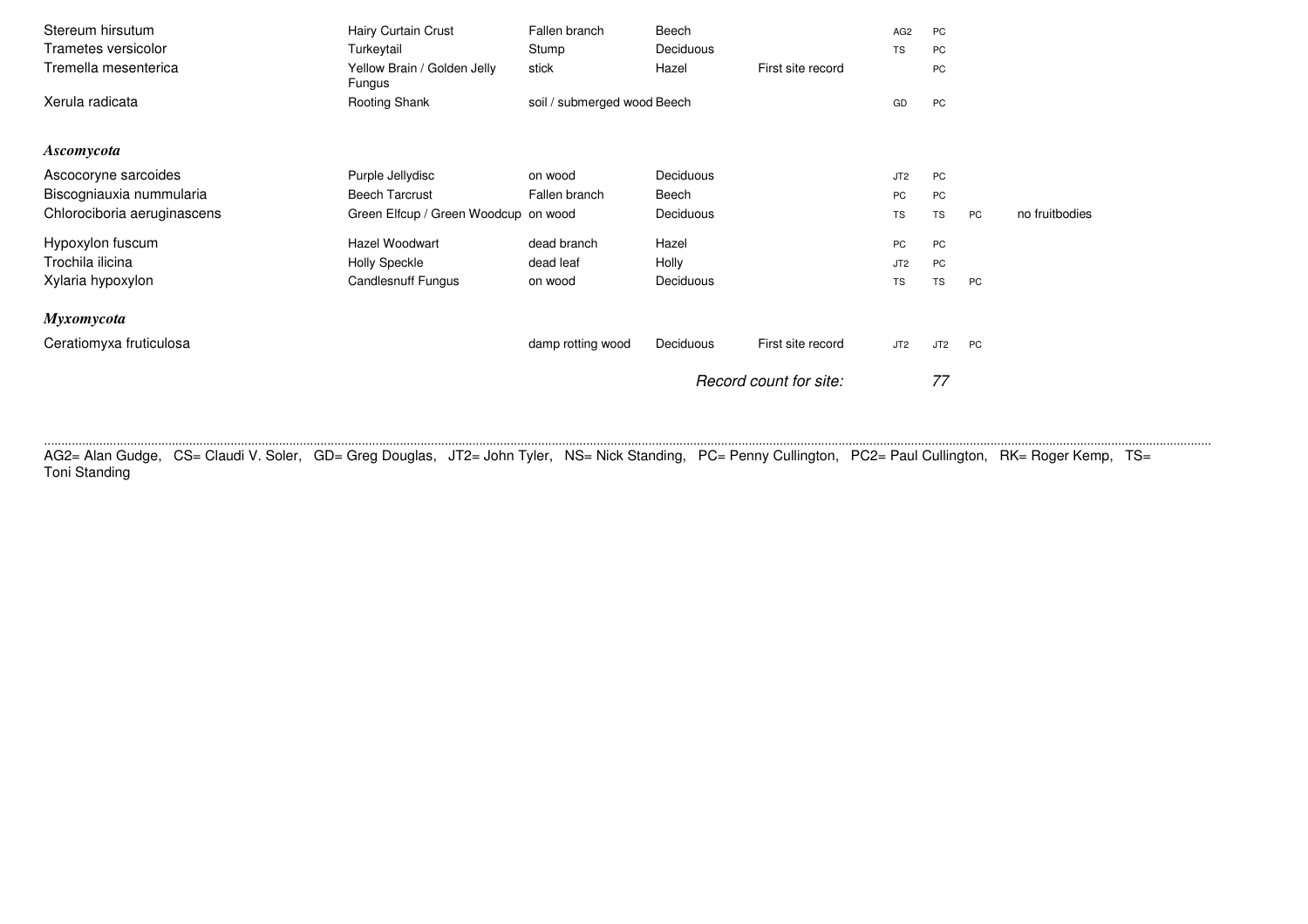| | | | | | | | | |
|---|---|---|---|---|---|---|---|---|
| Stereum hirsutum | Hairy Curtain Crust | Fallen branch | Beech | | AG2 | PC | | |
| Trametes versicolor | Turkeytail | Stump | Deciduous | | TS | PC | | |
| Tremella mesenterica | Yellow Brain / Golden Jelly Fungus | stick | Hazel | First site record | | PC | | |
| Xerula radicata | Rooting Shank | soil / submerged wood | Beech | | GD | PC | | |
| ***Ascomycota*** | | | | | | | | |
| Ascocoryne sarcoides | Purple Jellydisc | on wood | Deciduous | | JT2 | PC | | |
| Biscogniauxia nummularia | Beech Tarcrust | Fallen branch | Beech | | PC | PC | | |
| Chlorociboria aeruginascens | Green Elfcup / Green Woodcup | on wood | Deciduous | | TS | TS | PC | no fruitbodies |
| Hypoxylon fuscum | Hazel Woodwart | dead branch | Hazel | | PC | PC | | |
| Trochila ilicina | Holly Speckle | dead leaf | Holly | | JT2 | PC | | |
| Xylaria hypoxylon | Candlesnuff Fungus | on wood | Deciduous | | TS | TS | PC | |
| ***Myxomycota*** | | | | | | | | |
| Ceratiomyxa fruticulosa | | damp rotting wood | Deciduous | First site record | JT2 | JT2 | PC | |
| | | | | *Record count for site:* | | *77* | | |

AG2= Alan Gudge, CS= Claudi V. Soler, GD= Greg Douglas, JT2= John Tyler, NS= Nick Standing, PC= Penny Cullington, PC2= Paul Cullington, RK= Roger Kemp, TS= Toni Standing